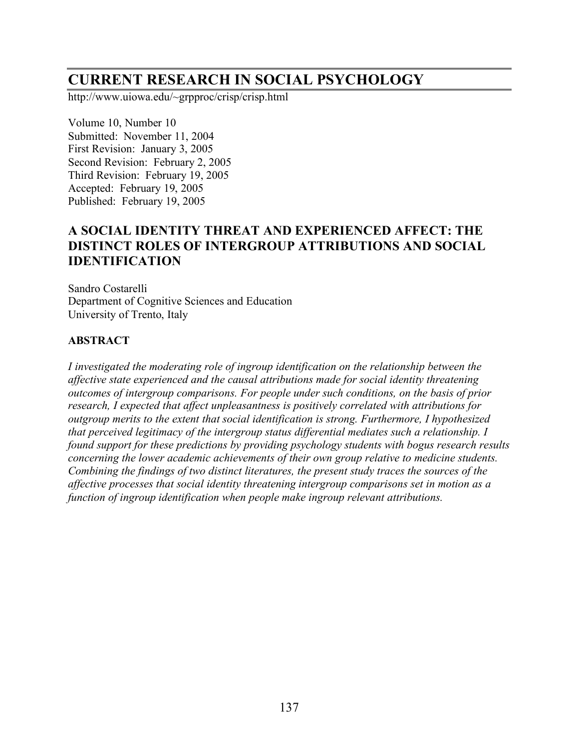# CURRENT RESEARCH IN SOCIAL PSYCHOLOGY

http://www.uiowa.edu/~grpproc/crisp/crisp.html

Volume 10, Number 10
Submitted: November 11, 2004
First Revision: January 3, 2005
Second Revision: February 2, 2005
Third Revision: February 19, 2005
Accepted: February 19, 2005
Published: February 19, 2005

## A SOCIAL IDENTITY THREAT AND EXPERIENCED AFFECT: THE DISTINCT ROLES OF INTERGROUP ATTRIBUTIONS AND SOCIAL IDENTIFICATION

Sandro Costarelli
Department of Cognitive Sciences and Education
University of Trento, Italy

### ABSTRACT

*I investigated the moderating role of ingroup identification on the relationship between the affective state experienced and the causal attributions made for social identity threatening outcomes of intergroup comparisons. For people under such conditions, on the basis of prior research, I expected that affect unpleasantness is positively correlated with attributions for outgroup merits to the extent that social identification is strong. Furthermore, I hypothesized that perceived legitimacy of the intergroup status differential mediates such a relationship. I found support for these predictions by providing psychology students with bogus research results concerning the lower academic achievements of their own group relative to medicine students. Combining the findings of two distinct literatures, the present study traces the sources of the affective processes that social identity threatening intergroup comparisons set in motion as a function of ingroup identification when people make ingroup relevant attributions.*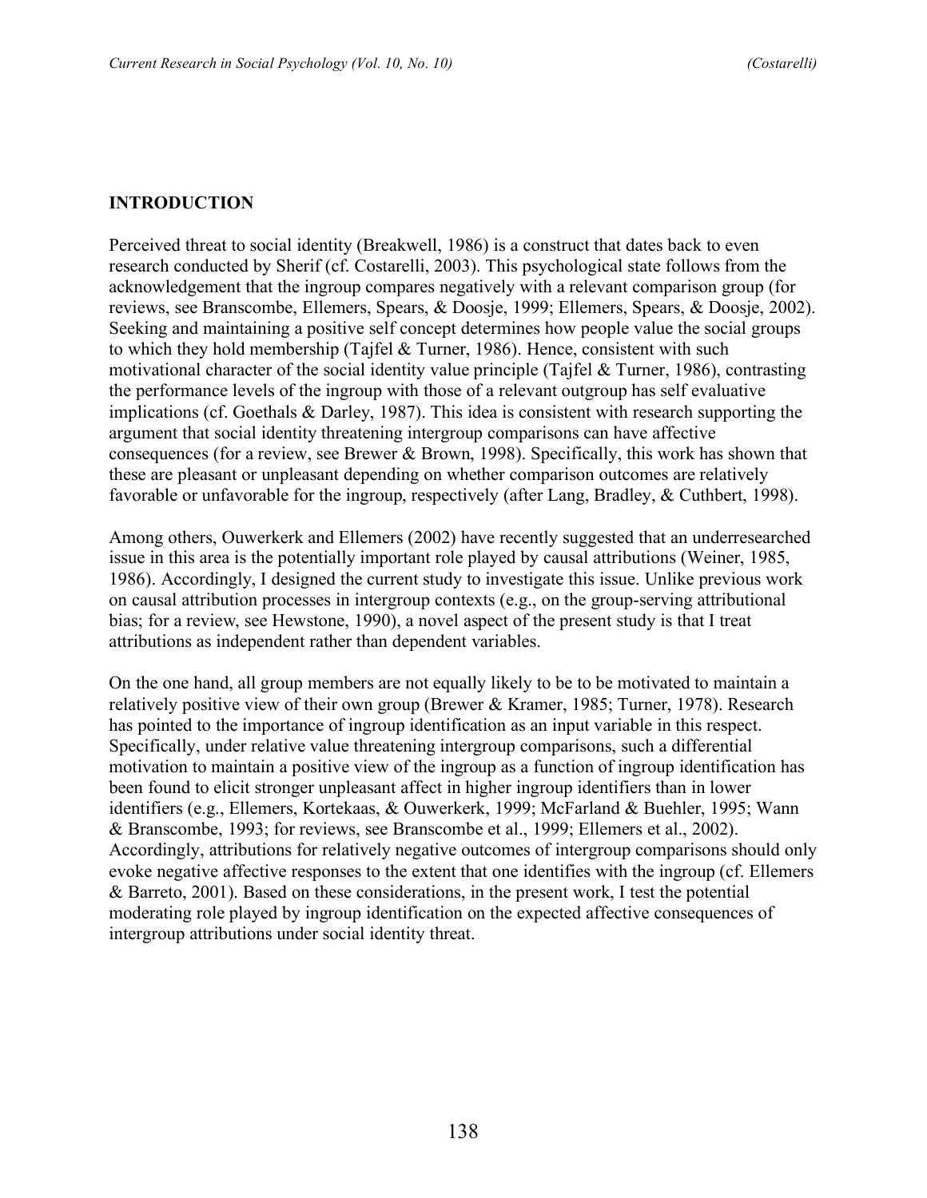## INTRODUCTION

Perceived threat to social identity (Breakwell, 1986) is a construct that dates back to even research conducted by Sherif (cf. Costarelli, 2003). This psychological state follows from the acknowledgement that the ingroup compares negatively with a relevant comparison group (for reviews, see Branscombe, Ellemers, Spears, & Doosje, 1999; Ellemers, Spears, & Doosje, 2002). Seeking and maintaining a positive self concept determines how people value the social groups to which they hold membership (Tajfel & Turner, 1986). Hence, consistent with such motivational character of the social identity value principle (Tajfel & Turner, 1986), contrasting the performance levels of the ingroup with those of a relevant outgroup has self evaluative implications (cf. Goethals & Darley, 1987). This idea is consistent with research supporting the argument that social identity threatening intergroup comparisons can have affective consequences (for a review, see Brewer & Brown, 1998). Specifically, this work has shown that these are pleasant or unpleasant depending on whether comparison outcomes are relatively favorable or unfavorable for the ingroup, respectively (after Lang, Bradley, & Cuthbert, 1998).

Among others, Ouwerkerk and Ellemers (2002) have recently suggested that an underresearched issue in this area is the potentially important role played by causal attributions (Weiner, 1985, 1986). Accordingly, I designed the current study to investigate this issue. Unlike previous work on causal attribution processes in intergroup contexts (e.g., on the group-serving attributional bias; for a review, see Hewstone, 1990), a novel aspect of the present study is that I treat attributions as independent rather than dependent variables.

On the one hand, all group members are not equally likely to be to be motivated to maintain a relatively positive view of their own group (Brewer & Kramer, 1985; Turner, 1978). Research has pointed to the importance of ingroup identification as an input variable in this respect. Specifically, under relative value threatening intergroup comparisons, such a differential motivation to maintain a positive view of the ingroup as a function of ingroup identification has been found to elicit stronger unpleasant affect in higher ingroup identifiers than in lower identifiers (e.g., Ellemers, Kortekaas, & Ouwerkerk, 1999; McFarland & Buehler, 1995; Wann & Branscombe, 1993; for reviews, see Branscombe et al., 1999; Ellemers et al., 2002). Accordingly, attributions for relatively negative outcomes of intergroup comparisons should only evoke negative affective responses to the extent that one identifies with the ingroup (cf. Ellemers & Barreto, 2001). Based on these considerations, in the present work, I test the potential moderating role played by ingroup identification on the expected affective consequences of intergroup attributions under social identity threat.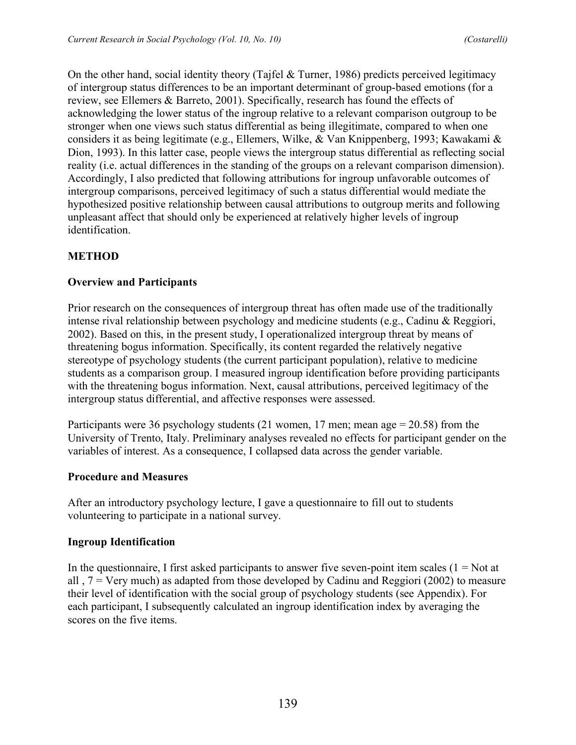On the other hand, social identity theory (Tajfel & Turner, 1986) predicts perceived legitimacy of intergroup status differences to be an important determinant of group-based emotions (for a review, see Ellemers & Barreto, 2001). Specifically, research has found the effects of acknowledging the lower status of the ingroup relative to a relevant comparison outgroup to be stronger when one views such status differential as being illegitimate, compared to when one considers it as being legitimate (e.g., Ellemers, Wilke, & Van Knippenberg, 1993; Kawakami & Dion, 1993). In this latter case, people views the intergroup status differential as reflecting social reality (i.e. actual differences in the standing of the groups on a relevant comparison dimension). Accordingly, I also predicted that following attributions for ingroup unfavorable outcomes of intergroup comparisons, perceived legitimacy of such a status differential would mediate the hypothesized positive relationship between causal attributions to outgroup merits and following unpleasant affect that should only be experienced at relatively higher levels of ingroup identification.

## METHOD

### Overview and Participants

Prior research on the consequences of intergroup threat has often made use of the traditionally intense rival relationship between psychology and medicine students (e.g., Cadinu & Reggiori, 2002). Based on this, in the present study, I operationalized intergroup threat by means of threatening bogus information. Specifically, its content regarded the relatively negative stereotype of psychology students (the current participant population), relative to medicine students as a comparison group. I measured ingroup identification before providing participants with the threatening bogus information. Next, causal attributions, perceived legitimacy of the intergroup status differential, and affective responses were assessed.

Participants were 36 psychology students (21 women, 17 men; mean age = 20.58) from the University of Trento, Italy. Preliminary analyses revealed no effects for participant gender on the variables of interest. As a consequence, I collapsed data across the gender variable.

### Procedure and Measures

After an introductory psychology lecture, I gave a questionnaire to fill out to students volunteering to participate in a national survey.

### Ingroup Identification

In the questionnaire, I first asked participants to answer five seven-point item scales (1 = Not at all , 7 = Very much) as adapted from those developed by Cadinu and Reggiori (2002) to measure their level of identification with the social group of psychology students (see Appendix). For each participant, I subsequently calculated an ingroup identification index by averaging the scores on the five items.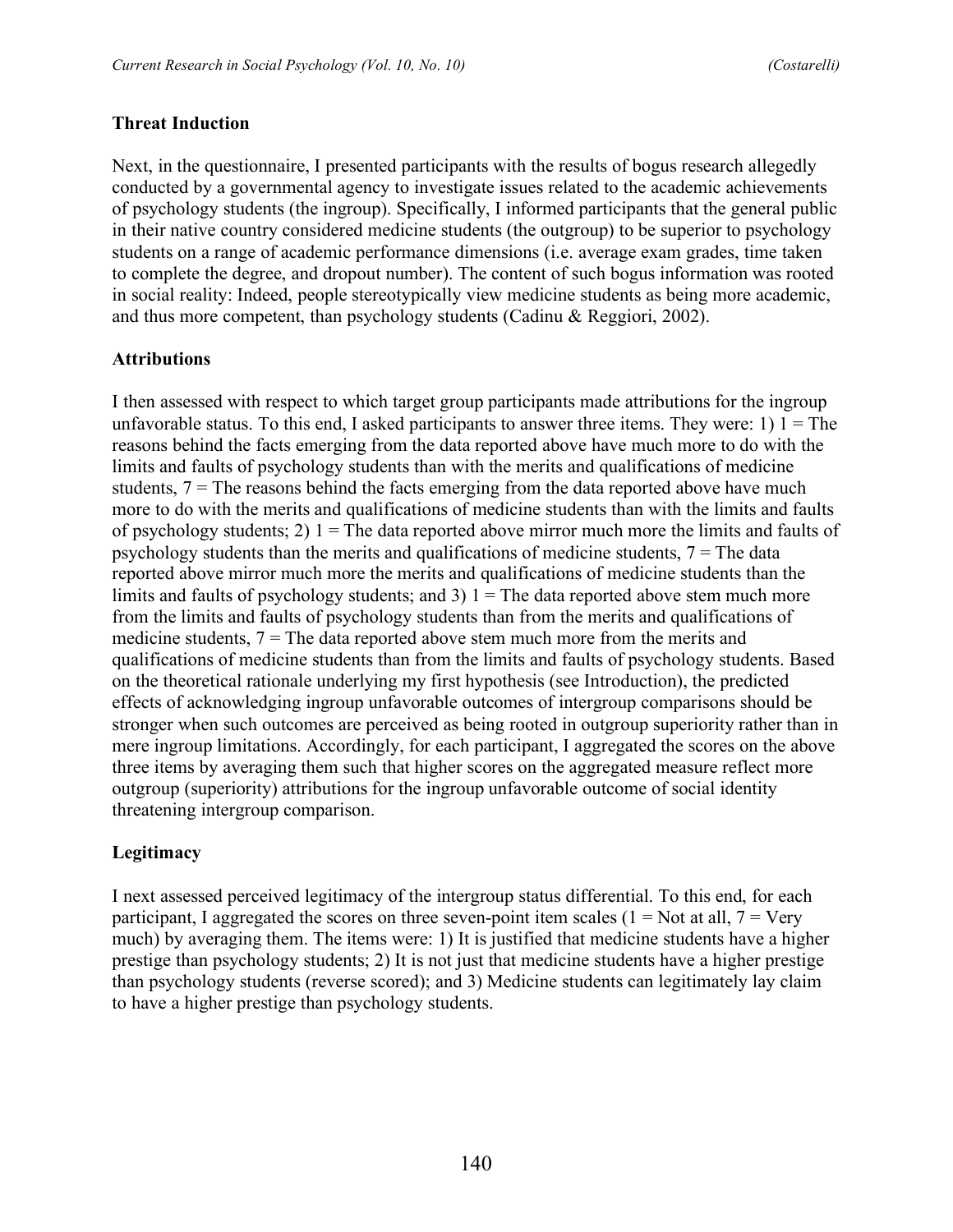### Threat Induction

Next, in the questionnaire, I presented participants with the results of bogus research allegedly conducted by a governmental agency to investigate issues related to the academic achievements of psychology students (the ingroup). Specifically, I informed participants that the general public in their native country considered medicine students (the outgroup) to be superior to psychology students on a range of academic performance dimensions (i.e. average exam grades, time taken to complete the degree, and dropout number). The content of such bogus information was rooted in social reality: Indeed, people stereotypically view medicine students as being more academic, and thus more competent, than psychology students (Cadinu & Reggiori, 2002).

### Attributions

I then assessed with respect to which target group participants made attributions for the ingroup unfavorable status. To this end, I asked participants to answer three items. They were: 1) 1 = The reasons behind the facts emerging from the data reported above have much more to do with the limits and faults of psychology students than with the merits and qualifications of medicine students, 7 = The reasons behind the facts emerging from the data reported above have much more to do with the merits and qualifications of medicine students than with the limits and faults of psychology students; 2) 1 = The data reported above mirror much more the limits and faults of psychology students than the merits and qualifications of medicine students, 7 = The data reported above mirror much more the merits and qualifications of medicine students than the limits and faults of psychology students; and 3) 1 = The data reported above stem much more from the limits and faults of psychology students than from the merits and qualifications of medicine students, 7 = The data reported above stem much more from the merits and qualifications of medicine students than from the limits and faults of psychology students. Based on the theoretical rationale underlying my first hypothesis (see Introduction), the predicted effects of acknowledging ingroup unfavorable outcomes of intergroup comparisons should be stronger when such outcomes are perceived as being rooted in outgroup superiority rather than in mere ingroup limitations. Accordingly, for each participant, I aggregated the scores on the above three items by averaging them such that higher scores on the aggregated measure reflect more outgroup (superiority) attributions for the ingroup unfavorable outcome of social identity threatening intergroup comparison.

### Legitimacy

I next assessed perceived legitimacy of the intergroup status differential. To this end, for each participant, I aggregated the scores on three seven-point item scales (1 = Not at all, 7 = Very much) by averaging them. The items were: 1) It is justified that medicine students have a higher prestige than psychology students; 2) It is not just that medicine students have a higher prestige than psychology students (reverse scored); and 3) Medicine students can legitimately lay claim to have a higher prestige than psychology students.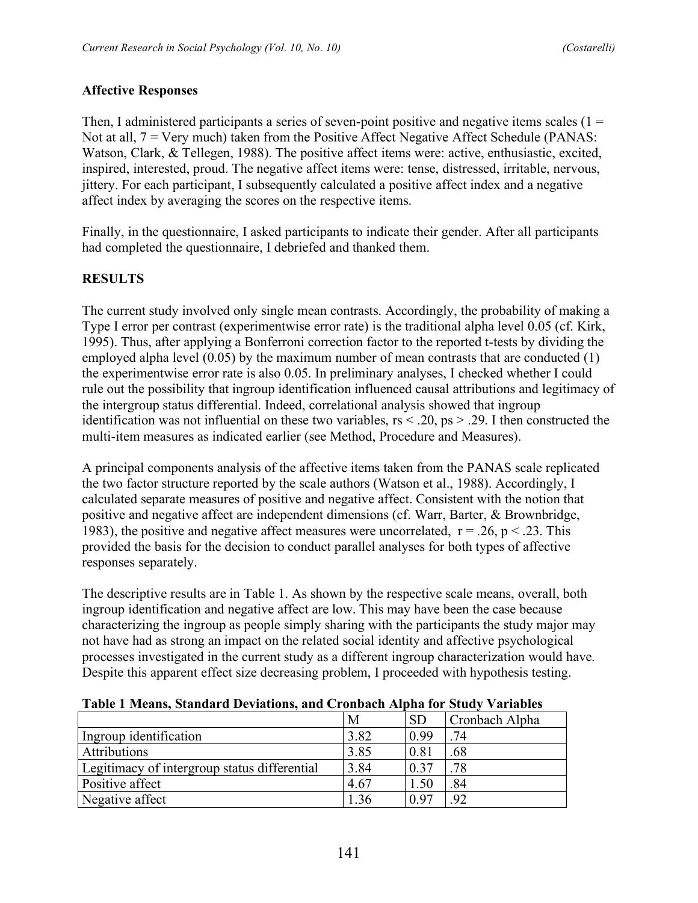### Affective Responses

Then, I administered participants a series of seven-point positive and negative items scales (1 = Not at all, 7 = Very much) taken from the Positive Affect Negative Affect Schedule (PANAS: Watson, Clark, & Tellegen, 1988). The positive affect items were: active, enthusiastic, excited, inspired, interested, proud. The negative affect items were: tense, distressed, irritable, nervous, jittery. For each participant, I subsequently calculated a positive affect index and a negative affect index by averaging the scores on the respective items.

Finally, in the questionnaire, I asked participants to indicate their gender. After all participants had completed the questionnaire, I debriefed and thanked them.

## RESULTS

The current study involved only single mean contrasts. Accordingly, the probability of making a Type I error per contrast (experimentwise error rate) is the traditional alpha level 0.05 (cf. Kirk, 1995). Thus, after applying a Bonferroni correction factor to the reported t-tests by dividing the employed alpha level (0.05) by the maximum number of mean contrasts that are conducted (1) the experimentwise error rate is also 0.05. In preliminary analyses, I checked whether I could rule out the possibility that ingroup identification influenced causal attributions and legitimacy of the intergroup status differential. Indeed, correlational analysis showed that ingroup identification was not influential on these two variables, $rs < .20$, $ps > .29$. I then constructed the multi-item measures as indicated earlier (see Method, Procedure and Measures).

A principal components analysis of the affective items taken from the PANAS scale replicated the two factor structure reported by the scale authors (Watson et al., 1988). Accordingly, I calculated separate measures of positive and negative affect. Consistent with the notion that positive and negative affect are independent dimensions (cf. Warr, Barter, & Brownbridge, 1983), the positive and negative affect measures were uncorrelated, $r = .26$, $p < .23$. This provided the basis for the decision to conduct parallel analyses for both types of affective responses separately.

The descriptive results are in Table 1. As shown by the respective scale means, overall, both ingroup identification and negative affect are low. This may have been the case because characterizing the ingroup as people simply sharing with the participants the study major may not have had as strong an impact on the related social identity and affective psychological processes investigated in the current study as a different ingroup characterization would have. Despite this apparent effect size decreasing problem, I proceeded with hypothesis testing.

**Table 1 Means, Standard Deviations, and Cronbach Alpha for Study Variables**

| | M | SD | Cronbach Alpha |
|---|---|---|---|
| Ingroup identification | 3.82 | 0.99 | .74 |
| Attributions | 3.85 | 0.81 | .68 |
| Legitimacy of intergroup status differential | 3.84 | 0.37 | .78 |
| Positive affect | 4.67 | 1.50 | .84 |
| Negative affect | 1.36 | 0.97 | .92 |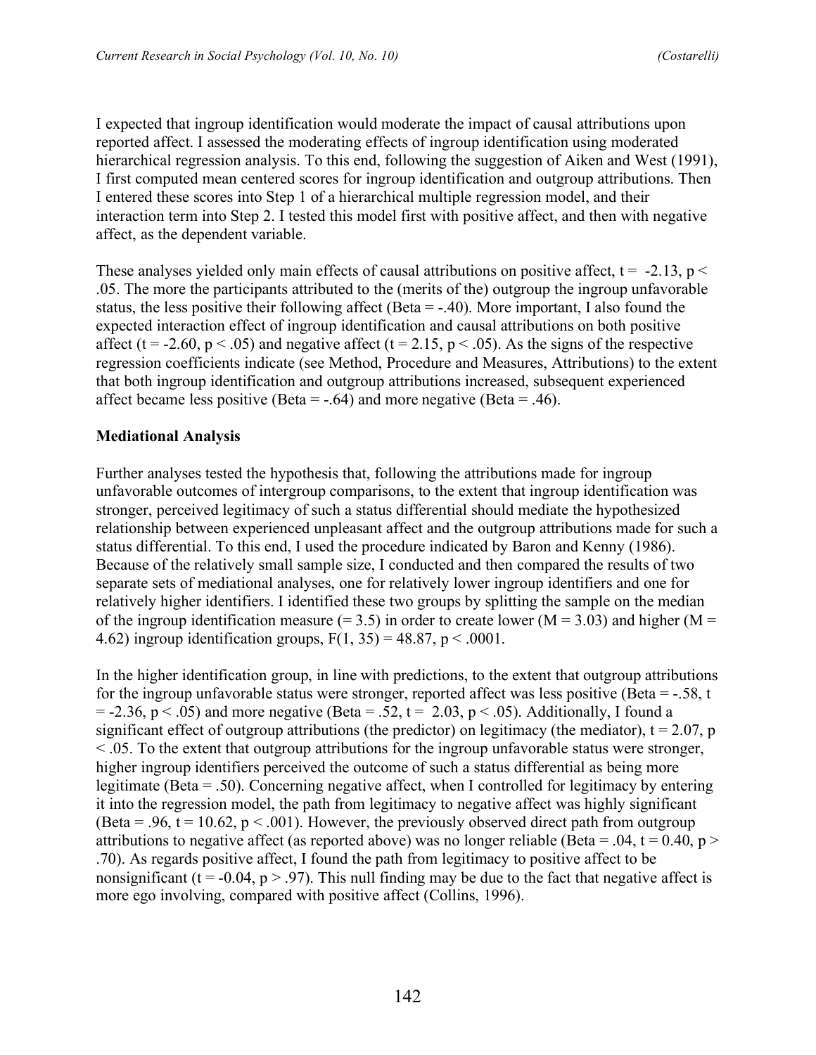I expected that ingroup identification would moderate the impact of causal attributions upon reported affect. I assessed the moderating effects of ingroup identification using moderated hierarchical regression analysis. To this end, following the suggestion of Aiken and West (1991), I first computed mean centered scores for ingroup identification and outgroup attributions. Then I entered these scores into Step 1 of a hierarchical multiple regression model, and their interaction term into Step 2. I tested this model first with positive affect, and then with negative affect, as the dependent variable.

These analyses yielded only main effects of causal attributions on positive affect, $t = -2.13$, $p < .05$. The more the participants attributed to the (merits of the) outgroup the ingroup unfavorable status, the less positive their following affect (Beta = -.40). More important, I also found the expected interaction effect of ingroup identification and causal attributions on both positive affect ($t = -2.60$, $p < .05$) and negative affect ($t = 2.15$, $p < .05$). As the signs of the respective regression coefficients indicate (see Method, Procedure and Measures, Attributions) to the extent that both ingroup identification and outgroup attributions increased, subsequent experienced affect became less positive (Beta = -.64) and more negative (Beta = .46).

**Mediational Analysis**

Further analyses tested the hypothesis that, following the attributions made for ingroup unfavorable outcomes of intergroup comparisons, to the extent that ingroup identification was stronger, perceived legitimacy of such a status differential should mediate the hypothesized relationship between experienced unpleasant affect and the outgroup attributions made for such a status differential. To this end, I used the procedure indicated by Baron and Kenny (1986). Because of the relatively small sample size, I conducted and then compared the results of two separate sets of mediational analyses, one for relatively lower ingroup identifiers and one for relatively higher identifiers. I identified these two groups by splitting the sample on the median of the ingroup identification measure (= 3.5) in order to create lower ($M = 3.03$) and higher ($M = 4.62$) ingroup identification groups, $F(1, 35) = 48.87$, $p < .0001$.

In the higher identification group, in line with predictions, to the extent that outgroup attributions for the ingroup unfavorable status were stronger, reported affect was less positive (Beta = -.58, $t = -2.36$, $p < .05$) and more negative (Beta = .52, $t = 2.03$, $p < .05$). Additionally, I found a significant effect of outgroup attributions (the predictor) on legitimacy (the mediator), $t = 2.07$, $p < .05$. To the extent that outgroup attributions for the ingroup unfavorable status were stronger, higher ingroup identifiers perceived the outcome of such a status differential as being more legitimate (Beta = .50). Concerning negative affect, when I controlled for legitimacy by entering it into the regression model, the path from legitimacy to negative affect was highly significant (Beta = .96, $t = 10.62$, $p < .001$). However, the previously observed direct path from outgroup attributions to negative affect (as reported above) was no longer reliable (Beta = .04, $t = 0.40$, $p > .70$). As regards positive affect, I found the path from legitimacy to positive affect to be nonsignificant ($t = -0.04$, $p > .97$). This null finding may be due to the fact that negative affect is more ego involving, compared with positive affect (Collins, 1996).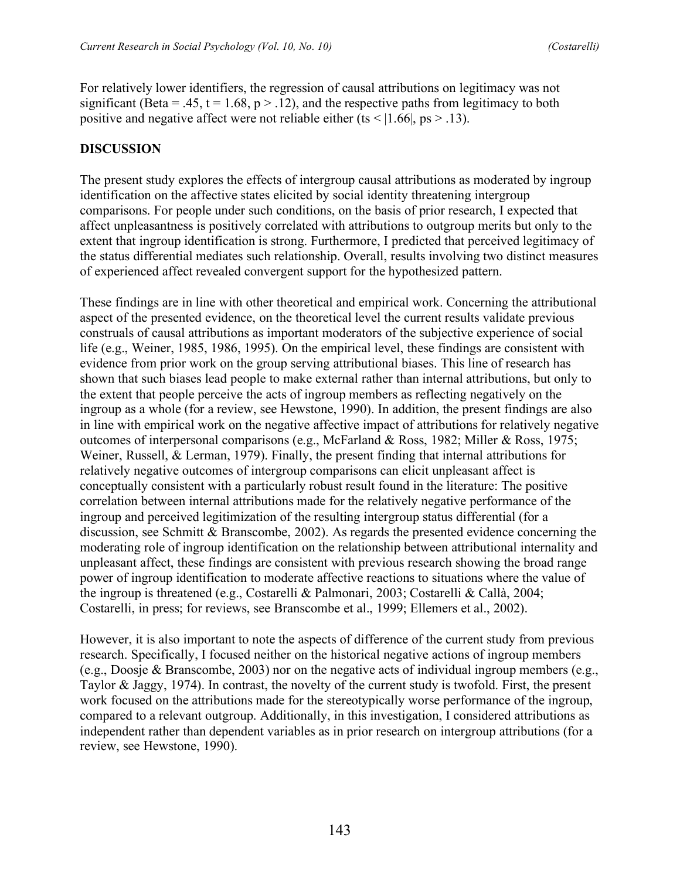For relatively lower identifiers, the regression of causal attributions on legitimacy was not significant (Beta = .45, $t = 1.68$, $p > .12$), and the respective paths from legitimacy to both positive and negative affect were not reliable either (ts < |1.66|, ps > .13).

## DISCUSSION

The present study explores the effects of intergroup causal attributions as moderated by ingroup identification on the affective states elicited by social identity threatening intergroup comparisons. For people under such conditions, on the basis of prior research, I expected that affect unpleasantness is positively correlated with attributions to outgroup merits but only to the extent that ingroup identification is strong. Furthermore, I predicted that perceived legitimacy of the status differential mediates such relationship. Overall, results involving two distinct measures of experienced affect revealed convergent support for the hypothesized pattern.

These findings are in line with other theoretical and empirical work. Concerning the attributional aspect of the presented evidence, on the theoretical level the current results validate previous construals of causal attributions as important moderators of the subjective experience of social life (e.g., Weiner, 1985, 1986, 1995). On the empirical level, these findings are consistent with evidence from prior work on the group serving attributional biases. This line of research has shown that such biases lead people to make external rather than internal attributions, but only to the extent that people perceive the acts of ingroup members as reflecting negatively on the ingroup as a whole (for a review, see Hewstone, 1990). In addition, the present findings are also in line with empirical work on the negative affective impact of attributions for relatively negative outcomes of interpersonal comparisons (e.g., McFarland & Ross, 1982; Miller & Ross, 1975; Weiner, Russell, & Lerman, 1979). Finally, the present finding that internal attributions for relatively negative outcomes of intergroup comparisons can elicit unpleasant affect is conceptually consistent with a particularly robust result found in the literature: The positive correlation between internal attributions made for the relatively negative performance of the ingroup and perceived legitimization of the resulting intergroup status differential (for a discussion, see Schmitt & Branscombe, 2002). As regards the presented evidence concerning the moderating role of ingroup identification on the relationship between attributional internality and unpleasant affect, these findings are consistent with previous research showing the broad range power of ingroup identification to moderate affective reactions to situations where the value of the ingroup is threatened (e.g., Costarelli & Palmonari, 2003; Costarelli & Callà, 2004; Costarelli, in press; for reviews, see Branscombe et al., 1999; Ellemers et al., 2002).

However, it is also important to note the aspects of difference of the current study from previous research. Specifically, I focused neither on the historical negative actions of ingroup members (e.g., Doosje & Branscombe, 2003) nor on the negative acts of individual ingroup members (e.g., Taylor & Jaggy, 1974). In contrast, the novelty of the current study is twofold. First, the present work focused on the attributions made for the stereotypically worse performance of the ingroup, compared to a relevant outgroup. Additionally, in this investigation, I considered attributions as independent rather than dependent variables as in prior research on intergroup attributions (for a review, see Hewstone, 1990).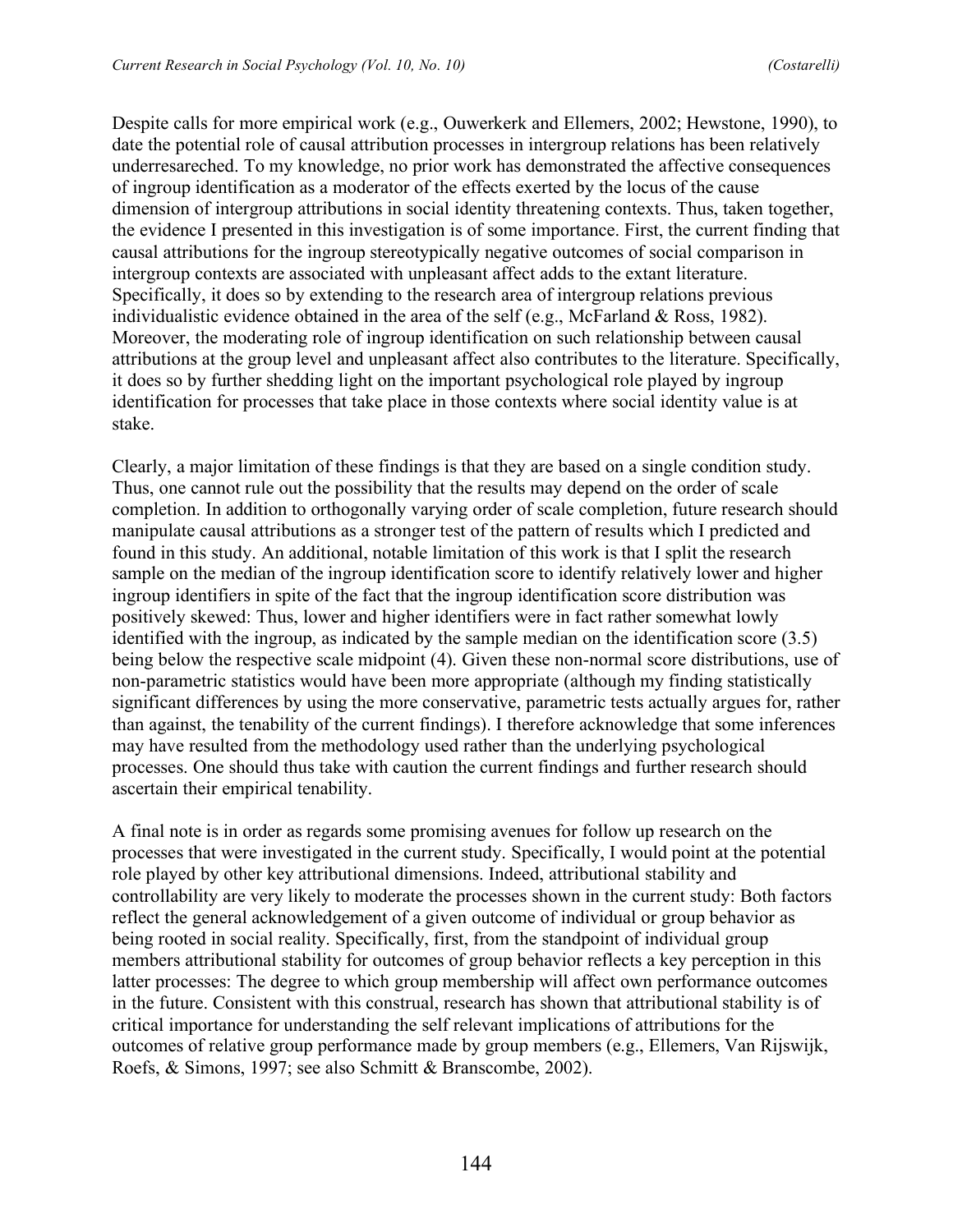Despite calls for more empirical work (e.g., Ouwerkerk and Ellemers, 2002; Hewstone, 1990), to date the potential role of causal attribution processes in intergroup relations has been relatively underresareched. To my knowledge, no prior work has demonstrated the affective consequences of ingroup identification as a moderator of the effects exerted by the locus of the cause dimension of intergroup attributions in social identity threatening contexts. Thus, taken together, the evidence I presented in this investigation is of some importance. First, the current finding that causal attributions for the ingroup stereotypically negative outcomes of social comparison in intergroup contexts are associated with unpleasant affect adds to the extant literature. Specifically, it does so by extending to the research area of intergroup relations previous individualistic evidence obtained in the area of the self (e.g., McFarland & Ross, 1982). Moreover, the moderating role of ingroup identification on such relationship between causal attributions at the group level and unpleasant affect also contributes to the literature. Specifically, it does so by further shedding light on the important psychological role played by ingroup identification for processes that take place in those contexts where social identity value is at stake.

Clearly, a major limitation of these findings is that they are based on a single condition study. Thus, one cannot rule out the possibility that the results may depend on the order of scale completion. In addition to orthogonally varying order of scale completion, future research should manipulate causal attributions as a stronger test of the pattern of results which I predicted and found in this study. An additional, notable limitation of this work is that I split the research sample on the median of the ingroup identification score to identify relatively lower and higher ingroup identifiers in spite of the fact that the ingroup identification score distribution was positively skewed: Thus, lower and higher identifiers were in fact rather somewhat lowly identified with the ingroup, as indicated by the sample median on the identification score (3.5) being below the respective scale midpoint (4). Given these non-normal score distributions, use of non-parametric statistics would have been more appropriate (although my finding statistically significant differences by using the more conservative, parametric tests actually argues for, rather than against, the tenability of the current findings). I therefore acknowledge that some inferences may have resulted from the methodology used rather than the underlying psychological processes. One should thus take with caution the current findings and further research should ascertain their empirical tenability.

A final note is in order as regards some promising avenues for follow up research on the processes that were investigated in the current study. Specifically, I would point at the potential role played by other key attributional dimensions. Indeed, attributional stability and controllability are very likely to moderate the processes shown in the current study: Both factors reflect the general acknowledgement of a given outcome of individual or group behavior as being rooted in social reality. Specifically, first, from the standpoint of individual group members attributional stability for outcomes of group behavior reflects a key perception in this latter processes: The degree to which group membership will affect own performance outcomes in the future. Consistent with this construal, research has shown that attributional stability is of critical importance for understanding the self relevant implications of attributions for the outcomes of relative group performance made by group members (e.g., Ellemers, Van Rijswijk, Roefs, & Simons, 1997; see also Schmitt & Branscombe, 2002).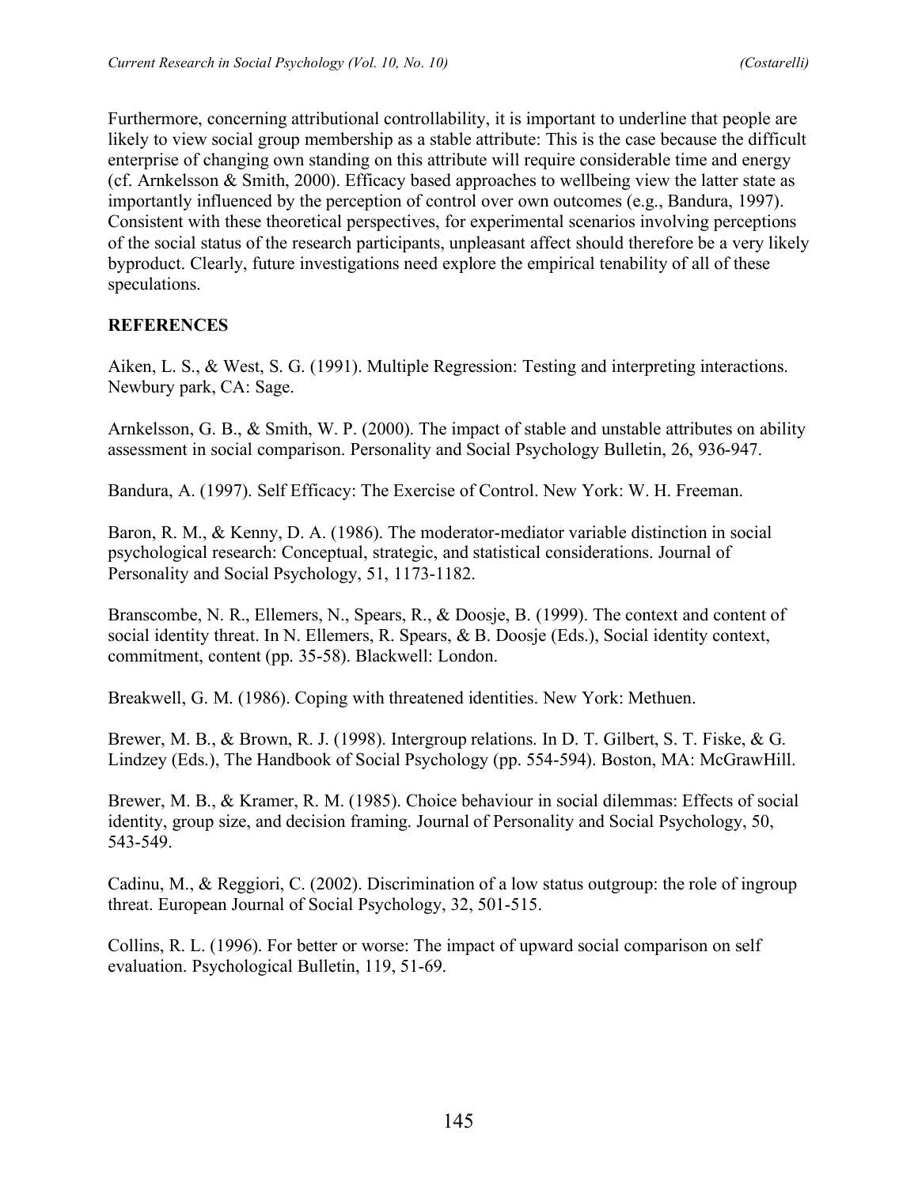Furthermore, concerning attributional controllability, it is important to underline that people are likely to view social group membership as a stable attribute: This is the case because the difficult enterprise of changing own standing on this attribute will require considerable time and energy (cf. Arnkelsson & Smith, 2000). Efficacy based approaches to wellbeing view the latter state as importantly influenced by the perception of control over own outcomes (e.g., Bandura, 1997). Consistent with these theoretical perspectives, for experimental scenarios involving perceptions of the social status of the research participants, unpleasant affect should therefore be a very likely byproduct. Clearly, future investigations need explore the empirical tenability of all of these speculations.

## REFERENCES

Aiken, L. S., & West, S. G. (1991). Multiple Regression: Testing and interpreting interactions. Newbury park, CA: Sage.

Arnkelsson, G. B., & Smith, W. P. (2000). The impact of stable and unstable attributes on ability assessment in social comparison. Personality and Social Psychology Bulletin, 26, 936-947.

Bandura, A. (1997). Self Efficacy: The Exercise of Control. New York: W. H. Freeman.

Baron, R. M., & Kenny, D. A. (1986). The moderator-mediator variable distinction in social psychological research: Conceptual, strategic, and statistical considerations. Journal of Personality and Social Psychology, 51, 1173-1182.

Branscombe, N. R., Ellemers, N., Spears, R., & Doosje, B. (1999). The context and content of social identity threat. In N. Ellemers, R. Spears, & B. Doosje (Eds.), Social identity context, commitment, content (pp. 35-58). Blackwell: London.

Breakwell, G. M. (1986). Coping with threatened identities. New York: Methuen.

Brewer, M. B., & Brown, R. J. (1998). Intergroup relations. In D. T. Gilbert, S. T. Fiske, & G. Lindzey (Eds.), The Handbook of Social Psychology (pp. 554-594). Boston, MA: McGrawHill.

Brewer, M. B., & Kramer, R. M. (1985). Choice behaviour in social dilemmas: Effects of social identity, group size, and decision framing. Journal of Personality and Social Psychology, 50, 543-549.

Cadinu, M., & Reggiori, C. (2002). Discrimination of a low status outgroup: the role of ingroup threat. European Journal of Social Psychology, 32, 501-515.

Collins, R. L. (1996). For better or worse: The impact of upward social comparison on self evaluation. Psychological Bulletin, 119, 51-69.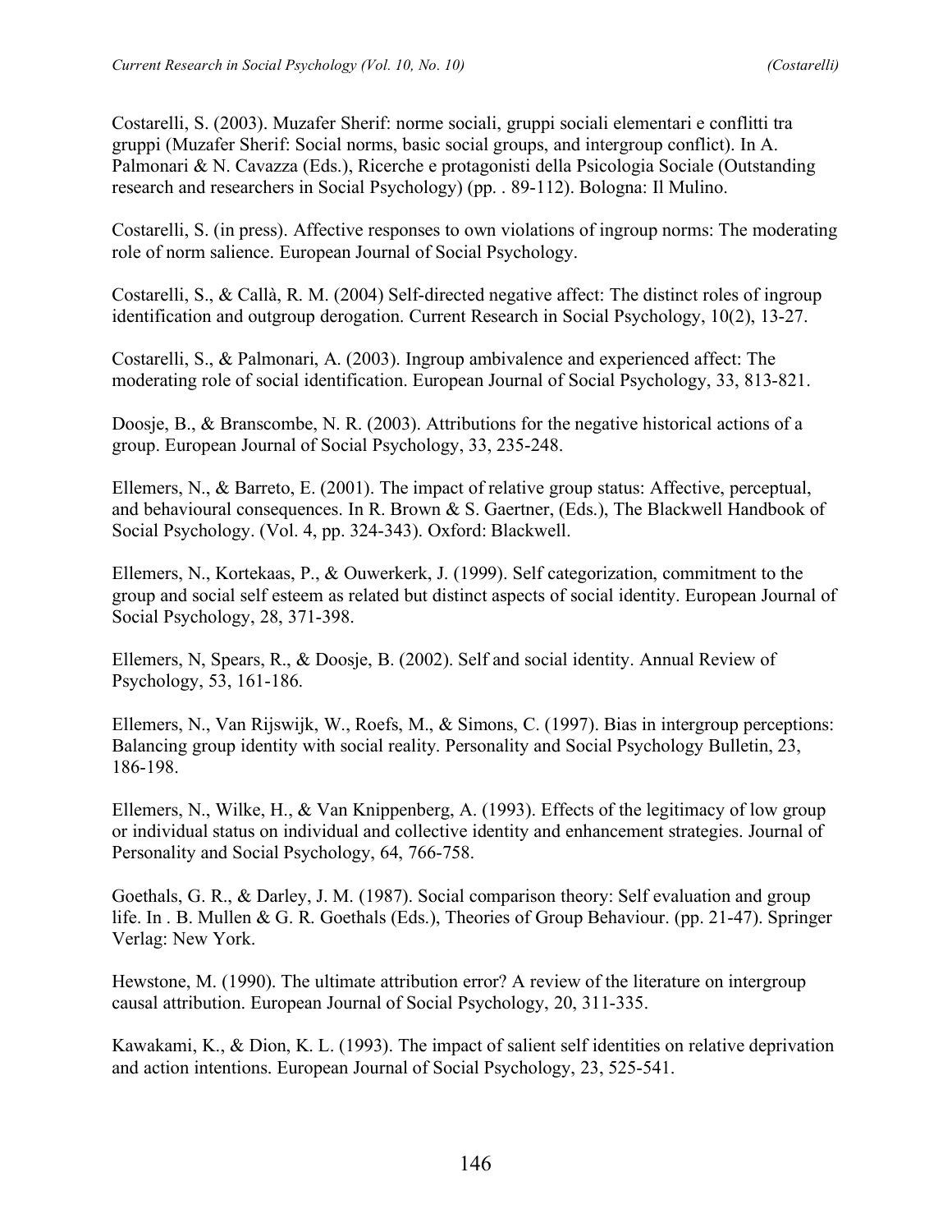Costarelli, S. (2003). Muzafer Sherif: norme sociali, gruppi sociali elementari e conflitti tra gruppi (Muzafer Sherif: Social norms, basic social groups, and intergroup conflict). In A. Palmonari & N. Cavazza (Eds.), Ricerche e protagonisti della Psicologia Sociale (Outstanding research and researchers in Social Psychology) (pp. . 89-112). Bologna: Il Mulino.

Costarelli, S. (in press). Affective responses to own violations of ingroup norms: The moderating role of norm salience. European Journal of Social Psychology.

Costarelli, S., & Callà, R. M. (2004) Self-directed negative affect: The distinct roles of ingroup identification and outgroup derogation. Current Research in Social Psychology, 10(2), 13-27.

Costarelli, S., & Palmonari, A. (2003). Ingroup ambivalence and experienced affect: The moderating role of social identification. European Journal of Social Psychology, 33, 813-821.

Doosje, B., & Branscombe, N. R. (2003). Attributions for the negative historical actions of a group. European Journal of Social Psychology, 33, 235-248.

Ellemers, N., & Barreto, E. (2001). The impact of relative group status: Affective, perceptual, and behavioural consequences. In R. Brown & S. Gaertner, (Eds.), The Blackwell Handbook of Social Psychology. (Vol. 4, pp. 324-343). Oxford: Blackwell.

Ellemers, N., Kortekaas, P., & Ouwerkerk, J. (1999). Self categorization, commitment to the group and social self esteem as related but distinct aspects of social identity. European Journal of Social Psychology, 28, 371-398.

Ellemers, N, Spears, R., & Doosje, B. (2002). Self and social identity. Annual Review of Psychology, 53, 161-186.

Ellemers, N., Van Rijswijk, W., Roefs, M., & Simons, C. (1997). Bias in intergroup perceptions: Balancing group identity with social reality. Personality and Social Psychology Bulletin, 23, 186-198.

Ellemers, N., Wilke, H., & Van Knippenberg, A. (1993). Effects of the legitimacy of low group or individual status on individual and collective identity and enhancement strategies. Journal of Personality and Social Psychology, 64, 766-758.

Goethals, G. R., & Darley, J. M. (1987). Social comparison theory: Self evaluation and group life. In . B. Mullen & G. R. Goethals (Eds.), Theories of Group Behaviour. (pp. 21-47). Springer Verlag: New York.

Hewstone, M. (1990). The ultimate attribution error? A review of the literature on intergroup causal attribution. European Journal of Social Psychology, 20, 311-335.

Kawakami, K., & Dion, K. L. (1993). The impact of salient self identities on relative deprivation and action intentions. European Journal of Social Psychology, 23, 525-541.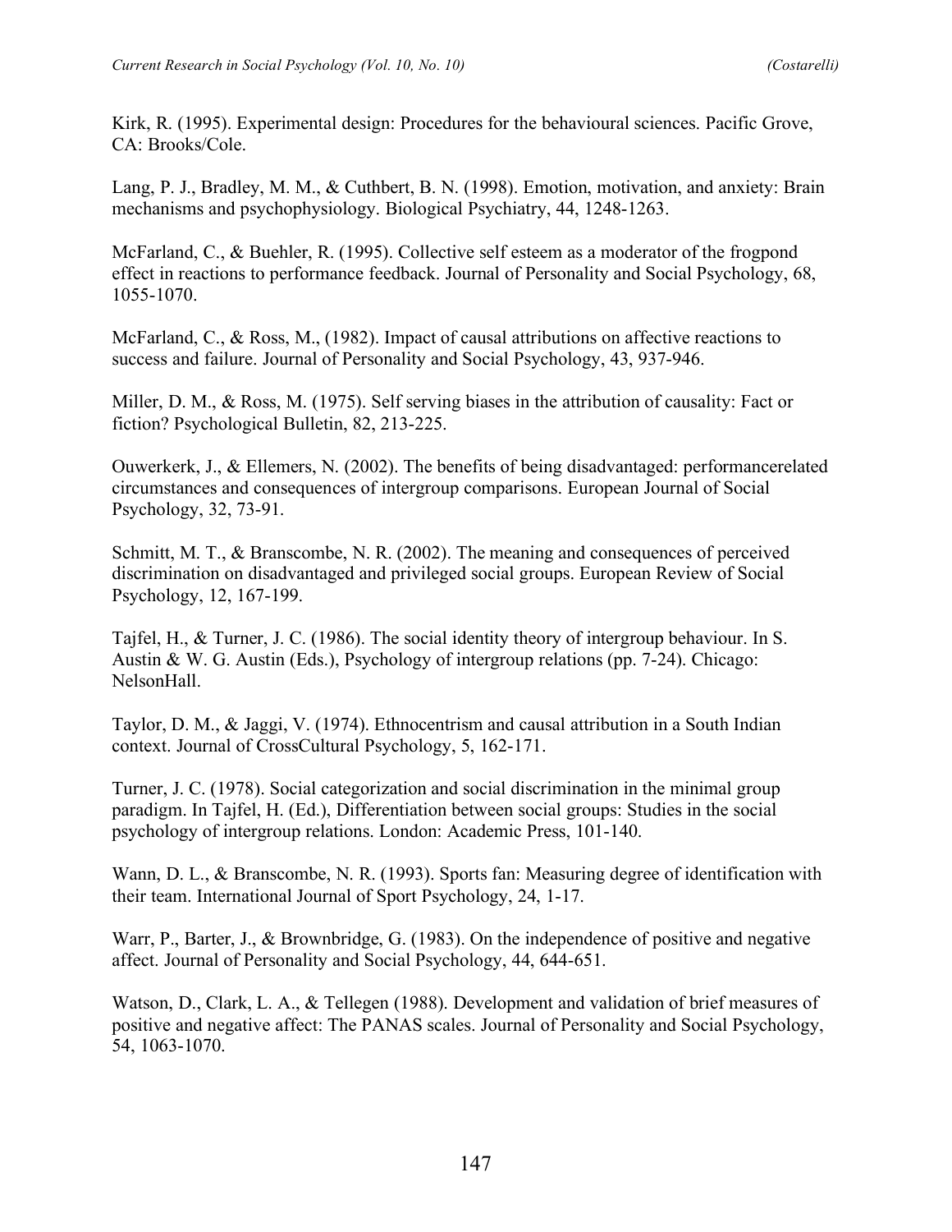Kirk, R. (1995). Experimental design: Procedures for the behavioural sciences. Pacific Grove, CA: Brooks/Cole.

Lang, P. J., Bradley, M. M., & Cuthbert, B. N. (1998). Emotion, motivation, and anxiety: Brain mechanisms and psychophysiology. Biological Psychiatry, 44, 1248-1263.

McFarland, C., & Buehler, R. (1995). Collective self esteem as a moderator of the frogpond effect in reactions to performance feedback. Journal of Personality and Social Psychology, 68, 1055-1070.

McFarland, C., & Ross, M., (1982). Impact of causal attributions on affective reactions to success and failure. Journal of Personality and Social Psychology, 43, 937-946.

Miller, D. M., & Ross, M. (1975). Self serving biases in the attribution of causality: Fact or fiction? Psychological Bulletin, 82, 213-225.

Ouwerkerk, J., & Ellemers, N. (2002). The benefits of being disadvantaged: performancerelated circumstances and consequences of intergroup comparisons. European Journal of Social Psychology, 32, 73-91.

Schmitt, M. T., & Branscombe, N. R. (2002). The meaning and consequences of perceived discrimination on disadvantaged and privileged social groups. European Review of Social Psychology, 12, 167-199.

Tajfel, H., & Turner, J. C. (1986). The social identity theory of intergroup behaviour. In S. Austin & W. G. Austin (Eds.), Psychology of intergroup relations (pp. 7-24). Chicago: NelsonHall.

Taylor, D. M., & Jaggi, V. (1974). Ethnocentrism and causal attribution in a South Indian context. Journal of CrossCultural Psychology, 5, 162-171.

Turner, J. C. (1978). Social categorization and social discrimination in the minimal group paradigm. In Tajfel, H. (Ed.), Differentiation between social groups: Studies in the social psychology of intergroup relations. London: Academic Press, 101-140.

Wann, D. L., & Branscombe, N. R. (1993). Sports fan: Measuring degree of identification with their team. International Journal of Sport Psychology, 24, 1-17.

Warr, P., Barter, J., & Brownbridge, G. (1983). On the independence of positive and negative affect. Journal of Personality and Social Psychology, 44, 644-651.

Watson, D., Clark, L. A., & Tellegen (1988). Development and validation of brief measures of positive and negative affect: The PANAS scales. Journal of Personality and Social Psychology, 54, 1063-1070.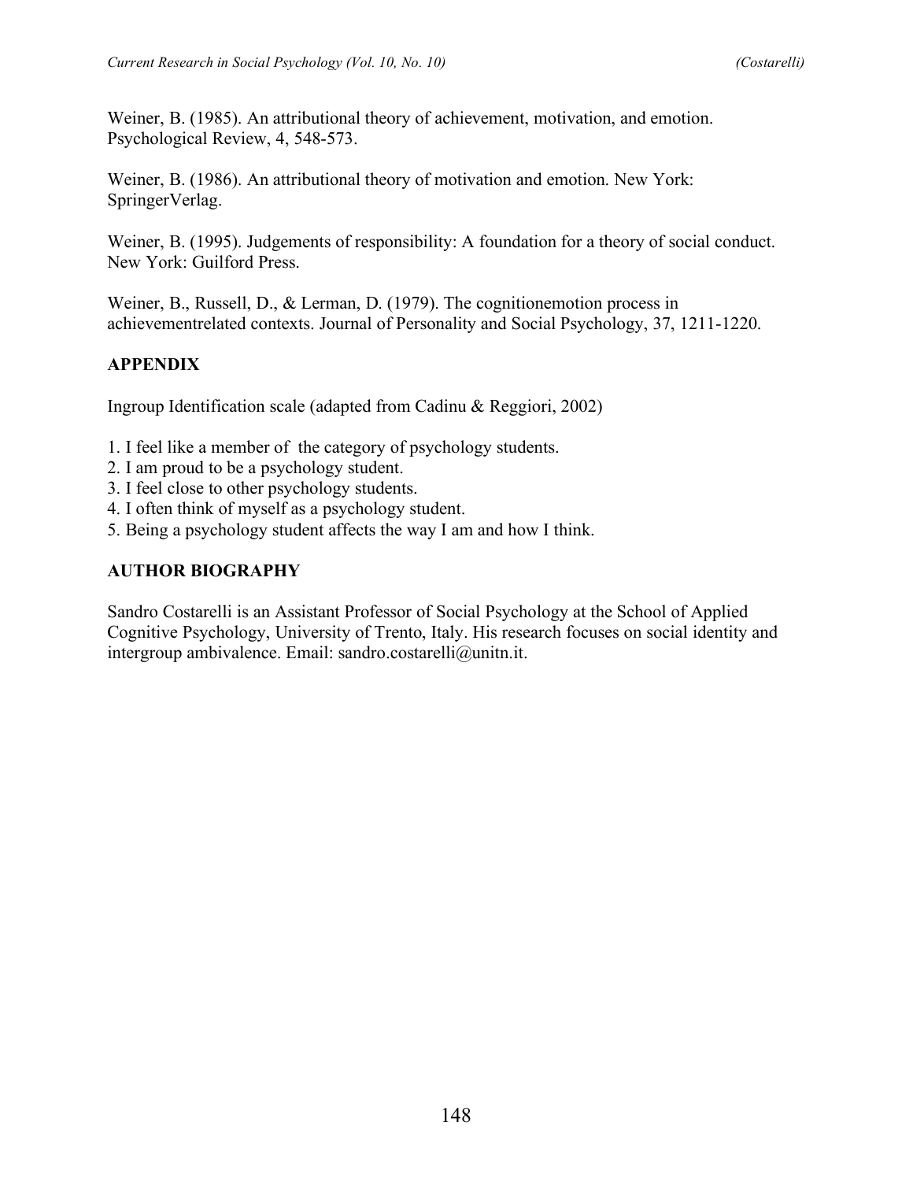Weiner, B. (1985). An attributional theory of achievement, motivation, and emotion. Psychological Review, 4, 548-573.

Weiner, B. (1986). An attributional theory of motivation and emotion. New York: SpringerVerlag.

Weiner, B. (1995). Judgements of responsibility: A foundation for a theory of social conduct. New York: Guilford Press.

Weiner, B., Russell, D., & Lerman, D. (1979). The cognitionemotion process in achievementrelated contexts. Journal of Personality and Social Psychology, 37, 1211-1220.

## APPENDIX

Ingroup Identification scale (adapted from Cadinu & Reggiori, 2002)

1. I feel like a member of the category of psychology students.
2. I am proud to be a psychology student.
3. I feel close to other psychology students.
4. I often think of myself as a psychology student.
5. Being a psychology student affects the way I am and how I think.

## AUTHOR BIOGRAPHY

Sandro Costarelli is an Assistant Professor of Social Psychology at the School of Applied Cognitive Psychology, University of Trento, Italy. His research focuses on social identity and intergroup ambivalence. Email: sandro.costarelli@unitn.it.